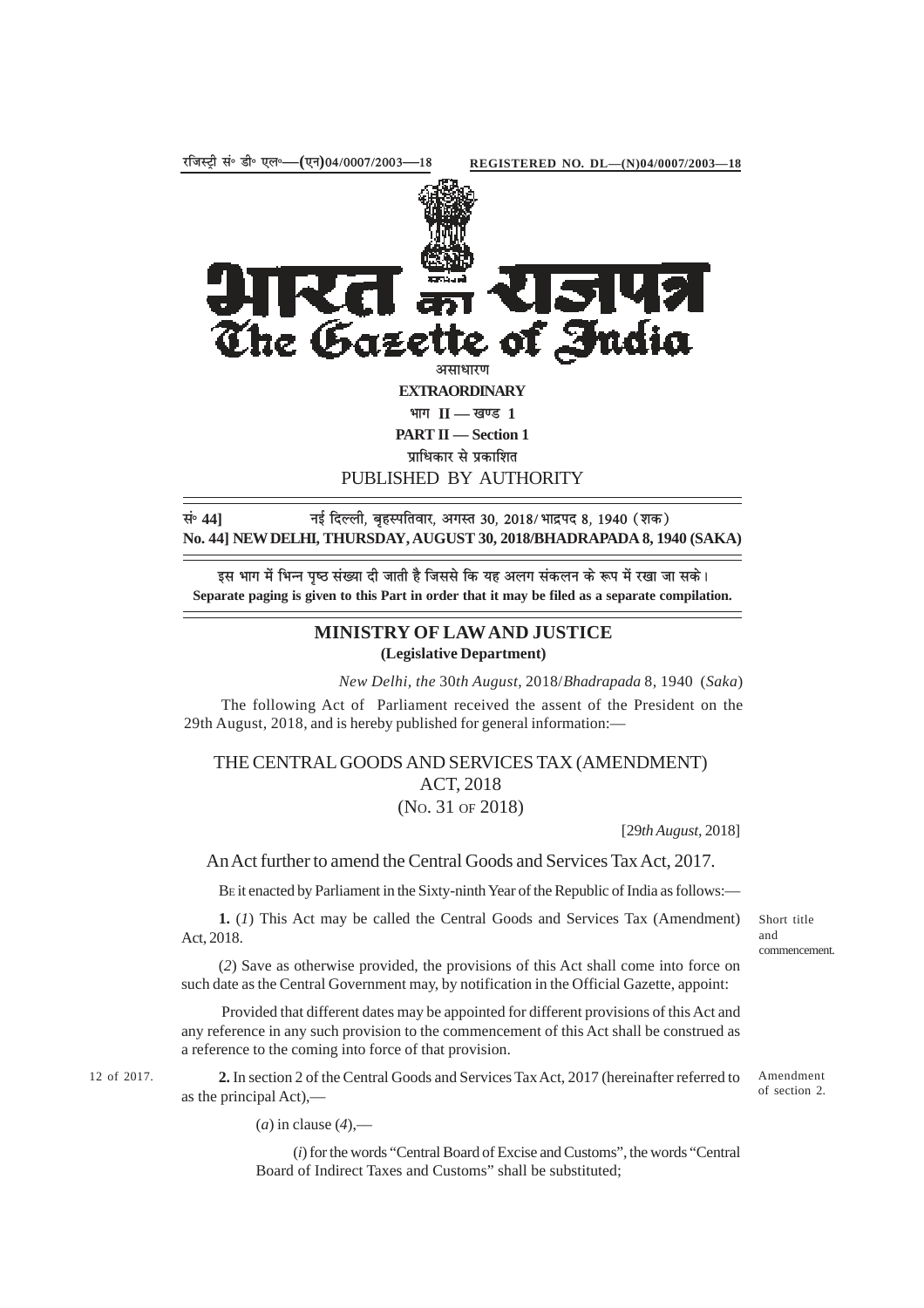रजिस्ट्री सं॰ डी॰ एल॰—(एन)04/0007/2003—18 **REGISTERED NO. DL—(N)04/0007/2003—18**

# भारत का राजपत्र
# The Gazette of India

असाधारण

**EXTRAORDINARY**

भाग II — खण्ड 1

**PART II — Section 1**

प्राधिकार से प्रकाशित

PUBLISHED BY AUTHORITY

---

**सं॰ 44]** नई दिल्ली, बृहस्पतिवार, अगस्त 30, 2018/ भाद्रपद 8, 1940 (शक)

**No. 44] NEW DELHI, THURSDAY, AUGUST 30, 2018/BHADRAPADA 8, 1940 (SAKA)**

---

इस भाग में भिन्न पृष्ठ संख्या दी जाती है जिससे कि यह अलग संकलन के रूप में रखा जा सके।

**Separate paging is given to this Part in order that it may be filed as a separate compilation.**

---

## MINISTRY OF LAW AND JUSTICE
**(Legislative Department)**

*New Delhi, the* 30*th August,* 2018/*Bhadrapada* 8, 1940 (*Saka*)

The following Act of Parliament received the assent of the President on the 29th August, 2018, and is hereby published for general information:—

## THE CENTRAL GOODS AND SERVICES TAX (AMENDMENT) ACT, 2018
(NO. 31 OF 2018)

[29*th August*, 2018]

An Act further to amend the Central Goods and Services Tax Act, 2017.

BE it enacted by Parliament in the Sixty-ninth Year of the Republic of India as follows:—

*Short title and commencement.*

**1.** (*1*) This Act may be called the Central Goods and Services Tax (Amendment) Act, 2018.

(*2*) Save as otherwise provided, the provisions of this Act shall come into force on such date as the Central Government may, by notification in the Official Gazette, appoint:

Provided that different dates may be appointed for different provisions of this Act and any reference in any such provision to the commencement of this Act shall be construed as a reference to the coming into force of that provision.

*Amendment of section 2.*

*12 of 2017.*

**2.** In section 2 of the Central Goods and Services Tax Act, 2017 (hereinafter referred to as the principal Act),—

(*a*) in clause (*4*),—

(*i*) for the words "Central Board of Excise and Customs", the words "Central Board of Indirect Taxes and Customs" shall be substituted;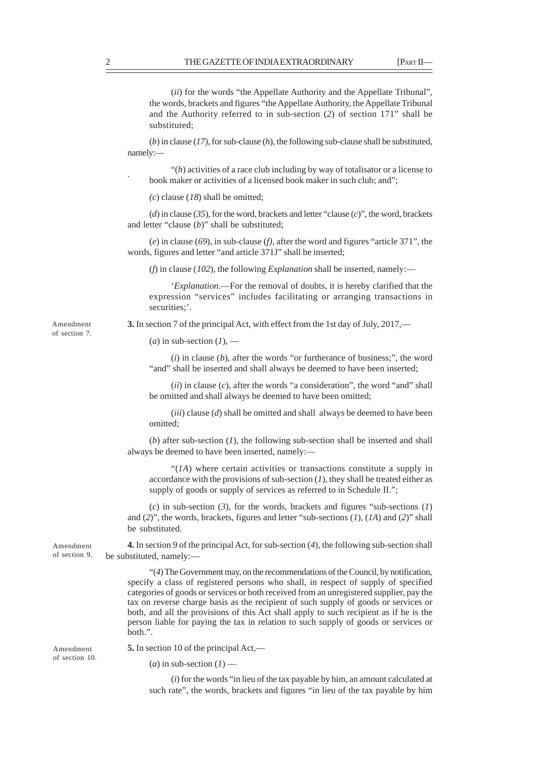(*ii*) for the words "the Appellate Authority and the Appellate Tribunal", the words, brackets and figures "the Appellate Authority, the Appellate Tribunal and the Authority referred to in sub-section (*2*) of section 171" shall be substituted;

(*b*) in clause (*17*), for sub-clause (*h*), the following sub-clause shall be substituted, namely:—

"(*h*) activities of a race club including by way of totalisator or a license to book maker or activities of a licensed book maker in such club; and";

(*c*) clause (*18*) shall be omitted;

(*d*) in clause (*35*), for the word, brackets and letter "clause (*c*)", the word, brackets and letter "clause (*b*)" shall be substituted;

(*e*) in clause (*69*), in sub-clause (*f*), after the word and figures "article 371", the words, figures and letter "and article 371J" shall be inserted;

(*f*) in clause (*102*), the following *Explanation* shall be inserted, namely:—

'*Explanation*.—For the removal of doubts, it is hereby clarified that the expression "services" includes facilitating or arranging transactions in securities;'.

Amendment of section 7.

**3.** In section 7 of the principal Act, with effect from the 1st day of July, 2017,—

(*a*) in sub-section (*1*), —

(*i*) in clause (*b*), after the words "or furtherance of business;", the word "and" shall be inserted and shall always be deemed to have been inserted;

(*ii*) in clause (*c*), after the words "a consideration", the word "and" shall be omitted and shall always be deemed to have been omitted;

(*iii*) clause (*d*) shall be omitted and shall always be deemed to have been omitted;

(*b*) after sub-section (*1*), the following sub-section shall be inserted and shall always be deemed to have been inserted, namely:—

"(*1A*) where certain activities or transactions constitute a supply in accordance with the provisions of sub-section (*1*), they shall be treated either as supply of goods or supply of services as referred to in Schedule II.";

(*c*) in sub-section (*3*), for the words, brackets and figures "sub-sections (*1*) and (*2*)", the words, brackets, figures and letter "sub-sections (*1*), (*1A*) and (*2*)" shall be substituted.

Amendment of section 9.

**4.** In section 9 of the principal Act, for sub-section (*4*), the following sub-section shall be substituted, namely:—

"(*4*) The Government may, on the recommendations of the Council, by notification, specify a class of registered persons who shall, in respect of supply of specified categories of goods or services or both received from an unregistered supplier, pay the tax on reverse charge basis as the recipient of such supply of goods or services or both, and all the provisions of this Act shall apply to such recipient as if he is the person liable for paying the tax in relation to such supply of goods or services or both.".

Amendment of section 10.

**5.** In section 10 of the principal Act,—

(*a*) in sub-section (*1*) —

(*i*) for the words "in lieu of the tax payable by him, an amount calculated at such rate", the words, brackets and figures "in lieu of the tax payable by him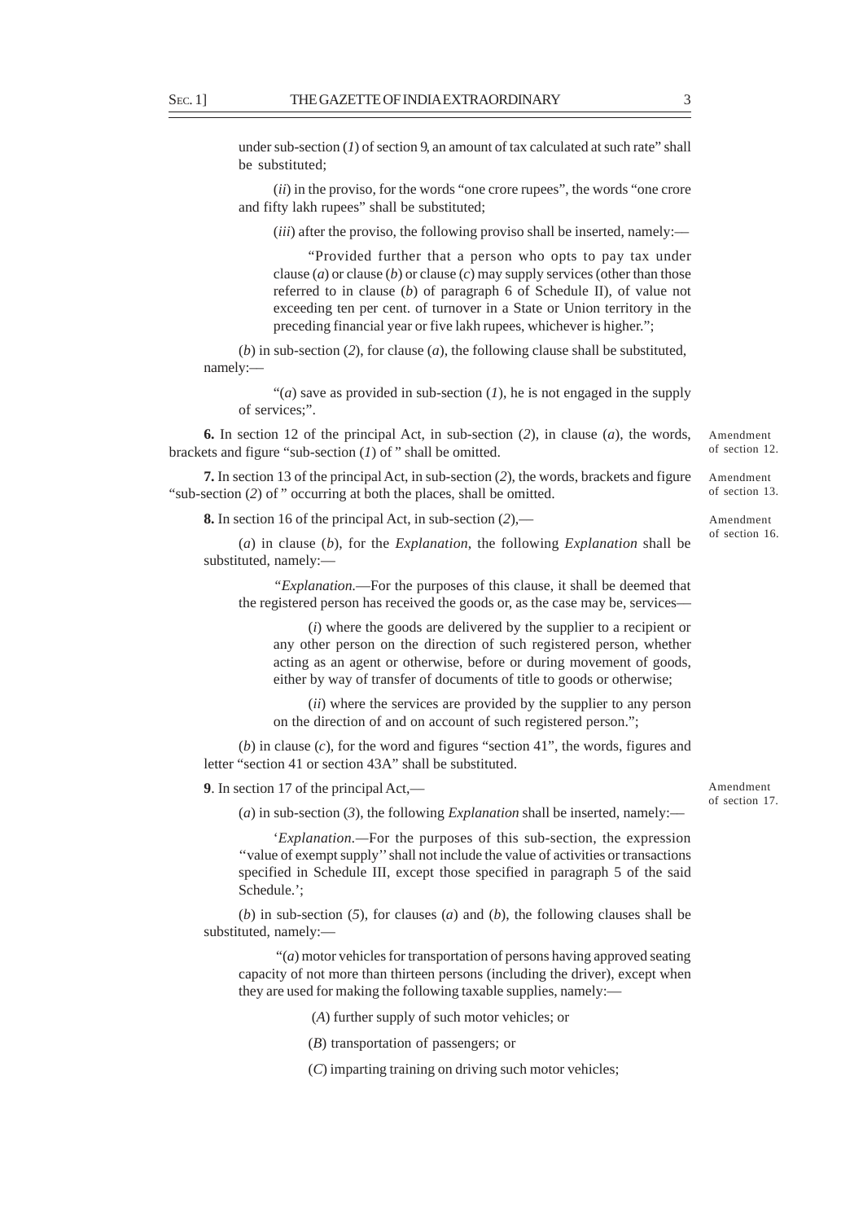under sub-section (*1*) of section 9, an amount of tax calculated at such rate" shall be substituted;

(*ii*) in the proviso, for the words "one crore rupees", the words "one crore and fifty lakh rupees" shall be substituted;

(*iii*) after the proviso, the following proviso shall be inserted, namely:—

"Provided further that a person who opts to pay tax under clause (*a*) or clause (*b*) or clause (*c*) may supply services (other than those referred to in clause (*b*) of paragraph 6 of Schedule II), of value not exceeding ten per cent. of turnover in a State or Union territory in the preceding financial year or five lakh rupees, whichever is higher.";

(*b*) in sub-section (*2*), for clause (*a*), the following clause shall be substituted, namely:—

"(*a*) save as provided in sub-section (*1*), he is not engaged in the supply of services;".

Amendment of section 12.

**6.** In section 12 of the principal Act, in sub-section (*2*), in clause (*a*), the words, brackets and figure "sub-section (*1*) of " shall be omitted.

Amendment of section 13.

**7.** In section 13 of the principal Act, in sub-section (*2*), the words, brackets and figure "sub-section (*2*) of " occurring at both the places, shall be omitted.

Amendment of section 16.

**8.** In section 16 of the principal Act, in sub-section (*2*),—

(*a*) in clause (*b*), for the *Explanation*, the following *Explanation* shall be substituted, namely:—

"*Explanation*.—For the purposes of this clause, it shall be deemed that the registered person has received the goods or, as the case may be, services—

(*i*) where the goods are delivered by the supplier to a recipient or any other person on the direction of such registered person, whether acting as an agent or otherwise, before or during movement of goods, either by way of transfer of documents of title to goods or otherwise;

(*ii*) where the services are provided by the supplier to any person on the direction of and on account of such registered person.";

(*b*) in clause (*c*), for the word and figures "section 41", the words, figures and letter "section 41 or section 43A" shall be substituted.

Amendment of section 17.

**9**. In section 17 of the principal Act,—

(*a*) in sub-section (*3*), the following *Explanation* shall be inserted, namely:—

'*Explanation*.—For the purposes of this sub-section, the expression "value of exempt supply" shall not include the value of activities or transactions specified in Schedule III, except those specified in paragraph 5 of the said Schedule.';

(*b*) in sub-section (*5*), for clauses (*a*) and (*b*), the following clauses shall be substituted, namely:—

"(*a*) motor vehicles for transportation of persons having approved seating capacity of not more than thirteen persons (including the driver), except when they are used for making the following taxable supplies, namely:—

(*A*) further supply of such motor vehicles; or

(*B*) transportation of passengers; or

(*C*) imparting training on driving such motor vehicles;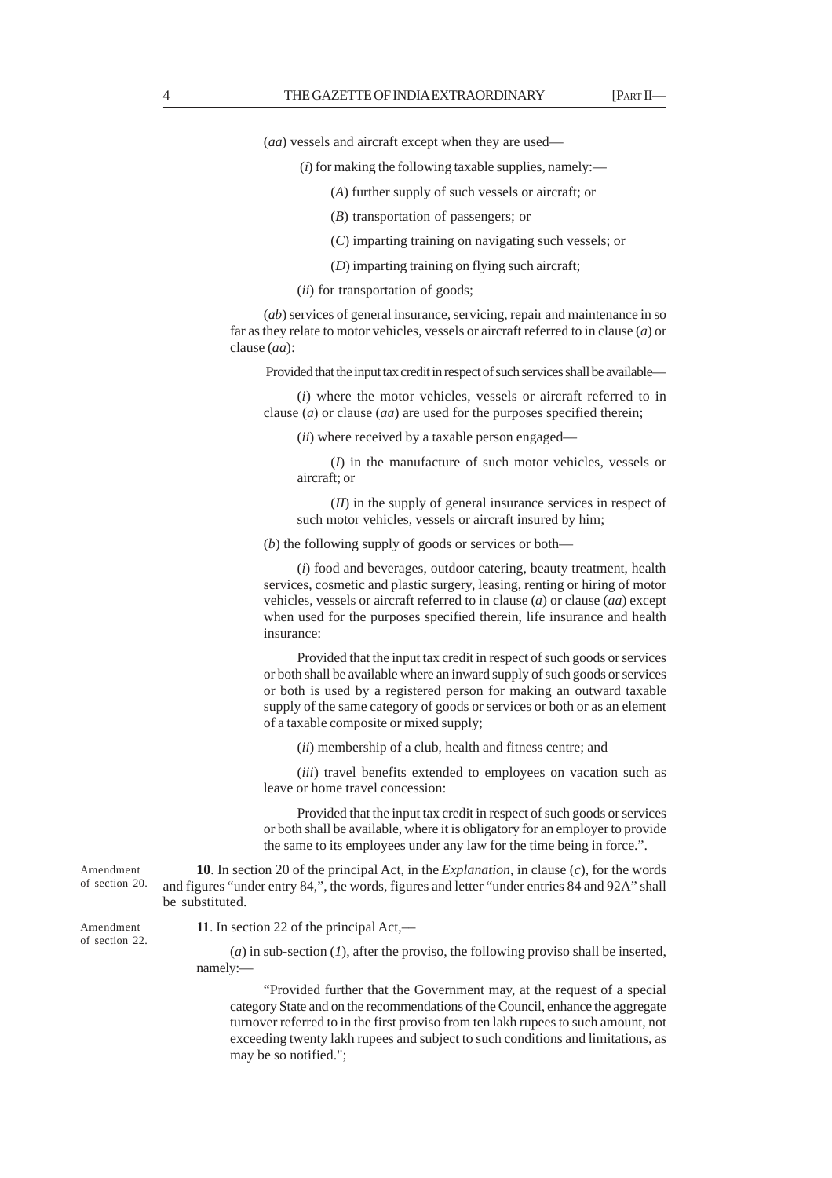(*aa*) vessels and aircraft except when they are used—

(*i*) for making the following taxable supplies, namely:—

(*A*) further supply of such vessels or aircraft; or

(*B*) transportation of passengers; or

(*C*) imparting training on navigating such vessels; or

(*D*) imparting training on flying such aircraft;

(*ii*) for transportation of goods;

(*ab*) services of general insurance, servicing, repair and maintenance in so far as they relate to motor vehicles, vessels or aircraft referred to in clause (*a*) or clause (*aa*):

Provided that the input tax credit in respect of such services shall be available—

(*i*) where the motor vehicles, vessels or aircraft referred to in clause (*a*) or clause (*aa*) are used for the purposes specified therein;

(*ii*) where received by a taxable person engaged—

(*I*) in the manufacture of such motor vehicles, vessels or aircraft; or

(*II*) in the supply of general insurance services in respect of such motor vehicles, vessels or aircraft insured by him;

(*b*) the following supply of goods or services or both—

(*i*) food and beverages, outdoor catering, beauty treatment, health services, cosmetic and plastic surgery, leasing, renting or hiring of motor vehicles, vessels or aircraft referred to in clause (*a*) or clause (*aa*) except when used for the purposes specified therein, life insurance and health insurance:

Provided that the input tax credit in respect of such goods or services or both shall be available where an inward supply of such goods or services or both is used by a registered person for making an outward taxable supply of the same category of goods or services or both or as an element of a taxable composite or mixed supply;

(*ii*) membership of a club, health and fitness centre; and

(*iii*) travel benefits extended to employees on vacation such as leave or home travel concession:

Provided that the input tax credit in respect of such goods or services or both shall be available, where it is obligatory for an employer to provide the same to its employees under any law for the time being in force.".

Amendment of section 20.

**10**. In section 20 of the principal Act, in the *Explanation*, in clause (*c*), for the words and figures "under entry 84,", the words, figures and letter "under entries 84 and 92A" shall be substituted.

Amendment of section 22.

**11**. In section 22 of the principal Act,—

(*a*) in sub-section (*1*), after the proviso, the following proviso shall be inserted, namely:—

"Provided further that the Government may, at the request of a special category State and on the recommendations of the Council, enhance the aggregate turnover referred to in the first proviso from ten lakh rupees to such amount, not exceeding twenty lakh rupees and subject to such conditions and limitations, as may be so notified.";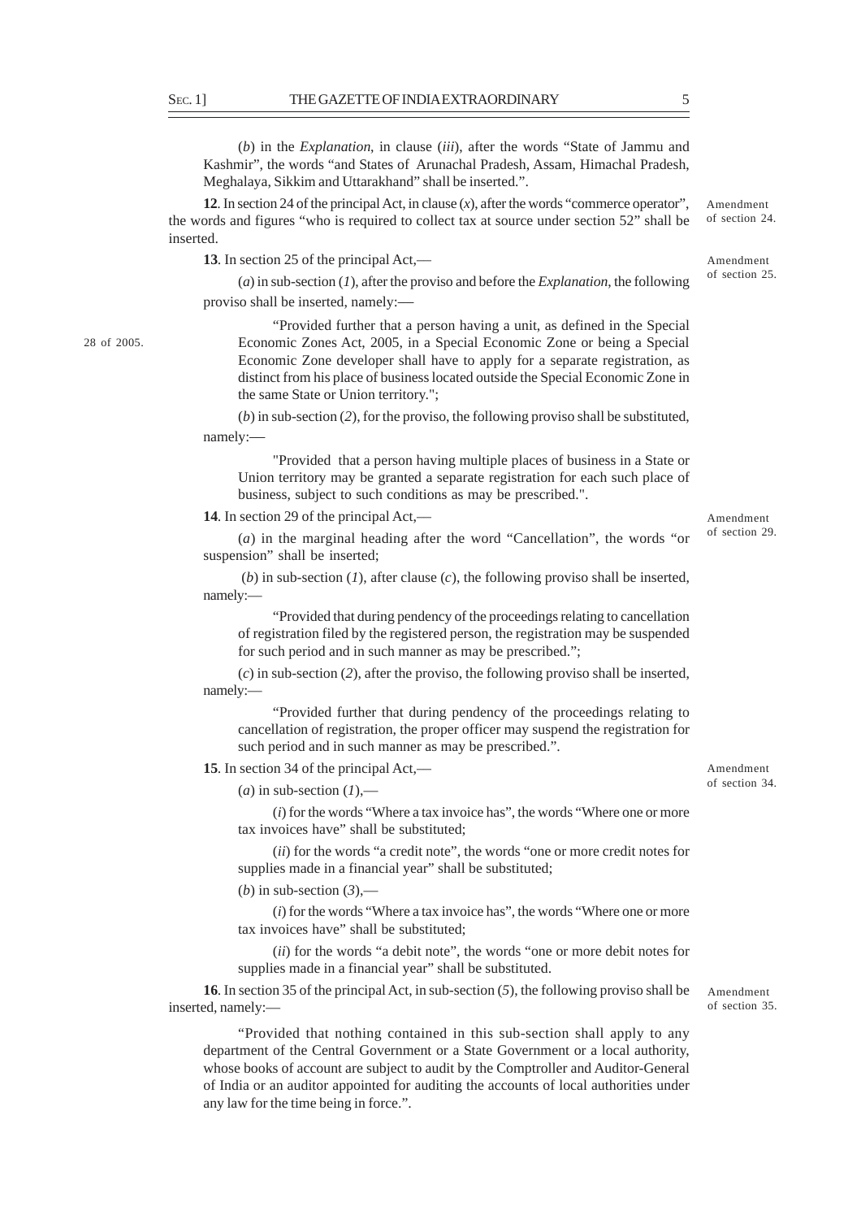(*b*) in the *Explanation*, in clause (*iii*), after the words "State of Jammu and Kashmir", the words "and States of Arunachal Pradesh, Assam, Himachal Pradesh, Meghalaya, Sikkim and Uttarakhand" shall be inserted.".

Amendment of section 24.

**12**. In section 24 of the principal Act, in clause (*x*), after the words "commerce operator", the words and figures "who is required to collect tax at source under section 52" shall be inserted.

Amendment of section 25.

**13**. In section 25 of the principal Act,—

(*a*) in sub-section (*1*), after the proviso and before the *Explanation*, the following proviso shall be inserted, namely:—

28 of 2005.

"Provided further that a person having a unit, as defined in the Special Economic Zones Act, 2005, in a Special Economic Zone or being a Special Economic Zone developer shall have to apply for a separate registration, as distinct from his place of business located outside the Special Economic Zone in the same State or Union territory.";

(*b*) in sub-section (*2*), for the proviso, the following proviso shall be substituted, namely:—

"Provided that a person having multiple places of business in a State or Union territory may be granted a separate registration for each such place of business, subject to such conditions as may be prescribed.".

Amendment of section 29.

**14**. In section 29 of the principal Act,—

(*a*) in the marginal heading after the word "Cancellation", the words "or suspension" shall be inserted;

(*b*) in sub-section (*1*), after clause (*c*), the following proviso shall be inserted, namely:—

"Provided that during pendency of the proceedings relating to cancellation of registration filed by the registered person, the registration may be suspended for such period and in such manner as may be prescribed.";

(*c*) in sub-section (*2*), after the proviso, the following proviso shall be inserted, namely:—

"Provided further that during pendency of the proceedings relating to cancellation of registration, the proper officer may suspend the registration for such period and in such manner as may be prescribed.".

Amendment of section 34.

**15**. In section 34 of the principal Act,—

(*a*) in sub-section (*1*),—

(*i*) for the words "Where a tax invoice has", the words "Where one or more tax invoices have" shall be substituted;

(*ii*) for the words "a credit note", the words "one or more credit notes for supplies made in a financial year" shall be substituted;

(*b*) in sub-section (*3*),—

(*i*) for the words "Where a tax invoice has", the words "Where one or more tax invoices have" shall be substituted;

(*ii*) for the words "a debit note", the words "one or more debit notes for supplies made in a financial year" shall be substituted.

Amendment of section 35.

**16**. In section 35 of the principal Act, in sub-section (*5*), the following proviso shall be inserted, namely:—

"Provided that nothing contained in this sub-section shall apply to any department of the Central Government or a State Government or a local authority, whose books of account are subject to audit by the Comptroller and Auditor-General of India or an auditor appointed for auditing the accounts of local authorities under any law for the time being in force.".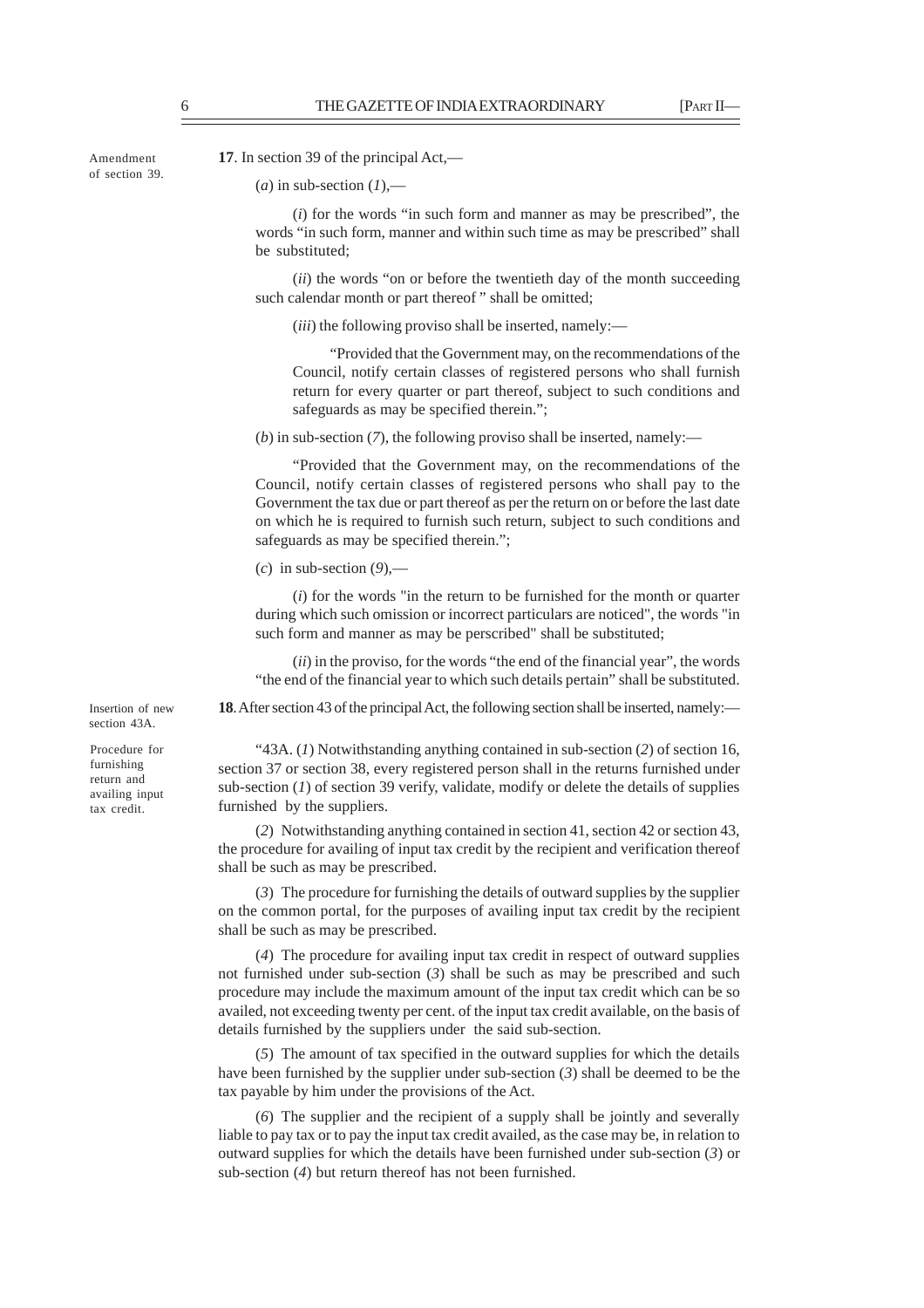Amendment of section 39.

**17**. In section 39 of the principal Act,—

(*a*) in sub-section (*1*),—

(*i*) for the words "in such form and manner as may be prescribed", the words "in such form, manner and within such time as may be prescribed" shall be substituted;

(*ii*) the words "on or before the twentieth day of the month succeeding such calendar month or part thereof " shall be omitted;

(*iii*) the following proviso shall be inserted, namely:—

"Provided that the Government may, on the recommendations of the Council, notify certain classes of registered persons who shall furnish return for every quarter or part thereof, subject to such conditions and safeguards as may be specified therein.";

(*b*) in sub-section (*7*), the following proviso shall be inserted, namely:—

"Provided that the Government may, on the recommendations of the Council, notify certain classes of registered persons who shall pay to the Government the tax due or part thereof as per the return on or before the last date on which he is required to furnish such return, subject to such conditions and safeguards as may be specified therein.";

(*c*) in sub-section (*9*),—

(*i*) for the words "in the return to be furnished for the month or quarter during which such omission or incorrect particulars are noticed", the words "in such form and manner as may be perscribed" shall be substituted;

(*ii*) in the proviso, for the words "the end of the financial year", the words "the end of the financial year to which such details pertain" shall be substituted.

Insertion of new section 43A.

**18**. After section 43 of the principal Act, the following section shall be inserted, namely:—

Procedure for furnishing return and availing input tax credit.

"43A. (*1*) Notwithstanding anything contained in sub-section (*2*) of section 16, section 37 or section 38, every registered person shall in the returns furnished under sub-section (*1*) of section 39 verify, validate, modify or delete the details of supplies furnished by the suppliers.

(*2*) Notwithstanding anything contained in section 41, section 42 or section 43, the procedure for availing of input tax credit by the recipient and verification thereof shall be such as may be prescribed.

(*3*) The procedure for furnishing the details of outward supplies by the supplier on the common portal, for the purposes of availing input tax credit by the recipient shall be such as may be prescribed.

(*4*) The procedure for availing input tax credit in respect of outward supplies not furnished under sub-section (*3*) shall be such as may be prescribed and such procedure may include the maximum amount of the input tax credit which can be so availed, not exceeding twenty per cent. of the input tax credit available, on the basis of details furnished by the suppliers under the said sub-section.

(*5*) The amount of tax specified in the outward supplies for which the details have been furnished by the supplier under sub-section (*3*) shall be deemed to be the tax payable by him under the provisions of the Act.

(*6*) The supplier and the recipient of a supply shall be jointly and severally liable to pay tax or to pay the input tax credit availed, as the case may be, in relation to outward supplies for which the details have been furnished under sub-section (*3*) or sub-section (*4*) but return thereof has not been furnished.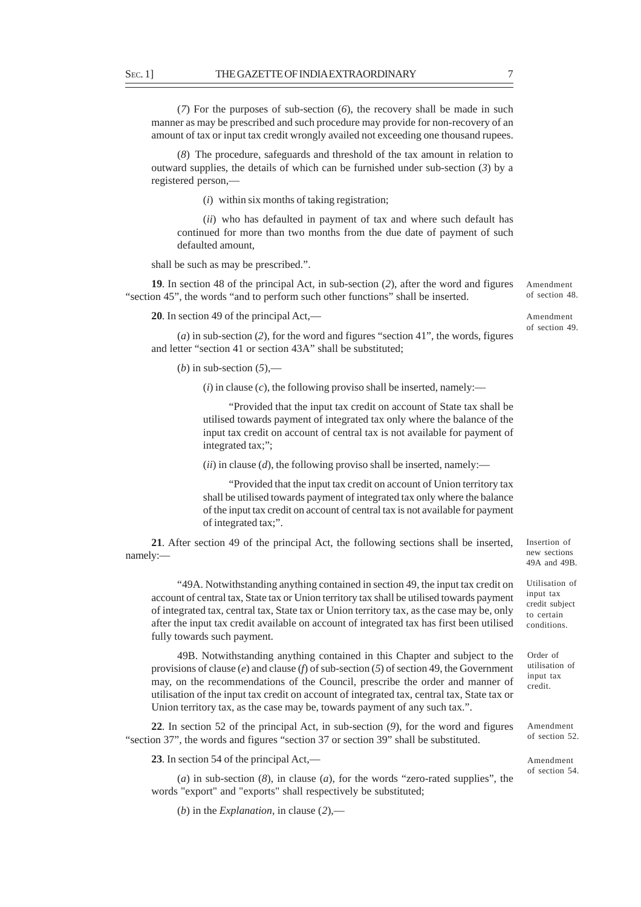(*7*) For the purposes of sub-section (*6*), the recovery shall be made in such manner as may be prescribed and such procedure may provide for non-recovery of an amount of tax or input tax credit wrongly availed not exceeding one thousand rupees.

(*8*) The procedure, safeguards and threshold of the tax amount in relation to outward supplies, the details of which can be furnished under sub-section (*3*) by a registered person,—

(*i*) within six months of taking registration;

(*ii*) who has defaulted in payment of tax and where such default has continued for more than two months from the due date of payment of such defaulted amount,

shall be such as may be prescribed.".

Amendment of section 48.

**19**. In section 48 of the principal Act, in sub-section (*2*), after the word and figures "section 45", the words "and to perform such other functions" shall be inserted.

Amendment of section 49.

**20**. In section 49 of the principal Act,—

(*a*) in sub-section (*2*), for the word and figures "section 41", the words, figures and letter "section 41 or section 43A" shall be substituted;

(*b*) in sub-section (*5*),—

(*i*) in clause (*c*), the following proviso shall be inserted, namely:—

"Provided that the input tax credit on account of State tax shall be utilised towards payment of integrated tax only where the balance of the input tax credit on account of central tax is not available for payment of integrated tax;";

(*ii*) in clause (*d*), the following proviso shall be inserted, namely:—

"Provided that the input tax credit on account of Union territory tax shall be utilised towards payment of integrated tax only where the balance of the input tax credit on account of central tax is not available for payment of integrated tax;".

Insertion of new sections 49A and 49B.

**21**. After section 49 of the principal Act, the following sections shall be inserted, namely:—

Utilisation of input tax credit subject to certain conditions.

"49A. Notwithstanding anything contained in section 49, the input tax credit on account of central tax, State tax or Union territory tax shall be utilised towards payment of integrated tax, central tax, State tax or Union territory tax, as the case may be, only after the input tax credit available on account of integrated tax has first been utilised fully towards such payment.

Order of utilisation of input tax credit.

49B. Notwithstanding anything contained in this Chapter and subject to the provisions of clause (*e*) and clause (*f*) of sub-section (*5*) of section 49, the Government may, on the recommendations of the Council, prescribe the order and manner of utilisation of the input tax credit on account of integrated tax, central tax, State tax or Union territory tax, as the case may be, towards payment of any such tax.".

Amendment of section 52.

**22**. In section 52 of the principal Act, in sub-section (*9*), for the word and figures "section 37", the words and figures "section 37 or section 39" shall be substituted.

Amendment of section 54.

**23**. In section 54 of the principal Act,—

(*a*) in sub-section (*8*), in clause (*a*), for the words "zero-rated supplies", the words "export" and "exports" shall respectively be substituted;

(*b*) in the *Explanation*, in clause (*2*),—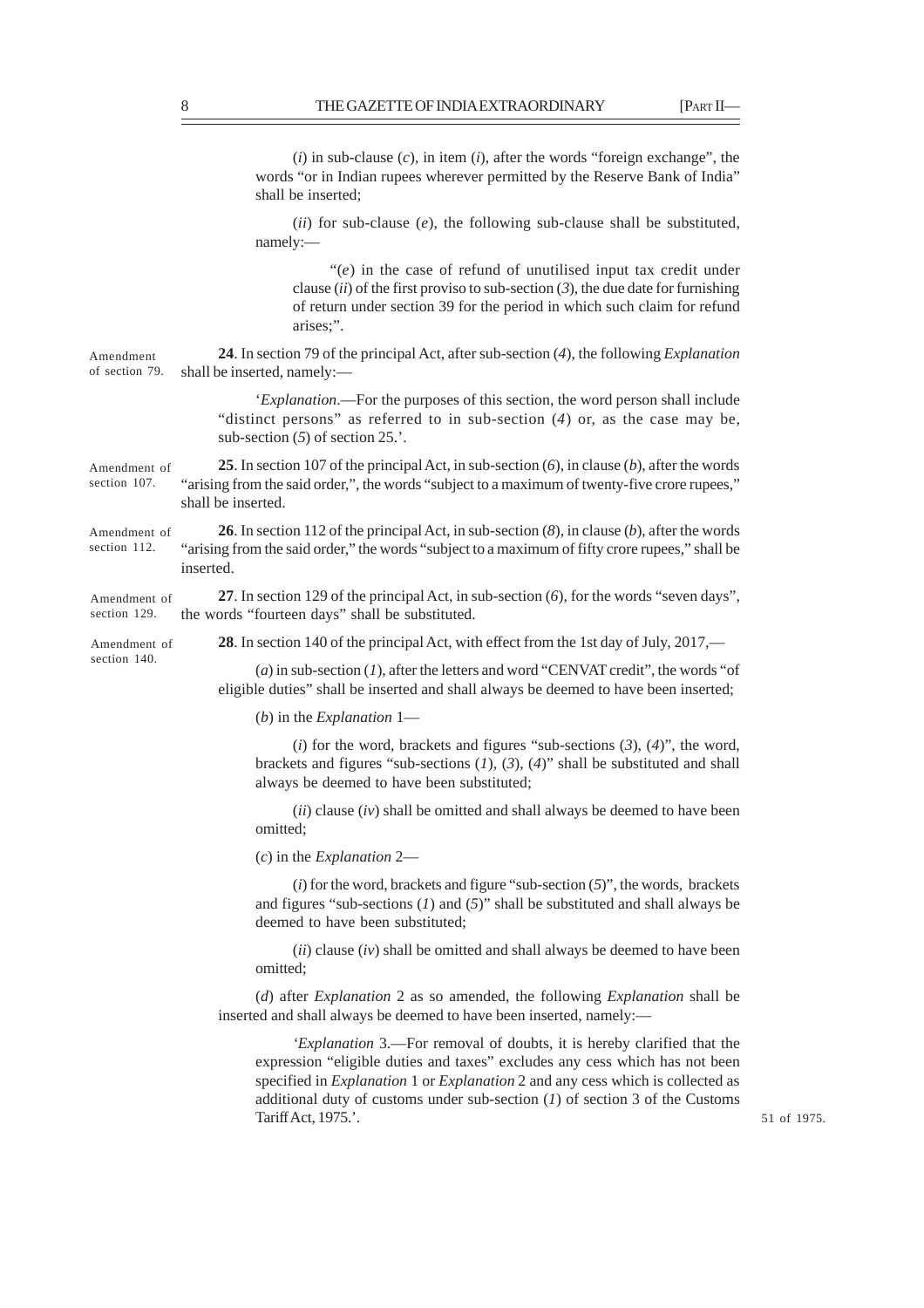(*i*) in sub-clause (*c*), in item (*i*), after the words "foreign exchange", the words "or in Indian rupees wherever permitted by the Reserve Bank of India" shall be inserted;

(*ii*) for sub-clause (*e*), the following sub-clause shall be substituted, namely:—

"(*e*) in the case of refund of unutilised input tax credit under clause (*ii*) of the first proviso to sub-section (*3*), the due date for furnishing of return under section 39 for the period in which such claim for refund arises;".

Amendment of section 79.

**24**. In section 79 of the principal Act, after sub-section (*4*), the following *Explanation* shall be inserted, namely:—

'*Explanation*.—For the purposes of this section, the word person shall include "distinct persons" as referred to in sub-section (*4*) or, as the case may be, sub-section (*5*) of section 25.'.

Amendment of section 107.

**25**. In section 107 of the principal Act, in sub-section (*6*), in clause (*b*), after the words "arising from the said order,", the words "subject to a maximum of twenty-five crore rupees," shall be inserted.

Amendment of section 112.

**26**. In section 112 of the principal Act, in sub-section (*8*), in clause (*b*), after the words "arising from the said order," the words "subject to a maximum of fifty crore rupees," shall be inserted.

Amendment of section 129.

**27**. In section 129 of the principal Act, in sub-section (*6*), for the words "seven days", the words "fourteen days" shall be substituted.

Amendment of section 140.

**28**. In section 140 of the principal Act, with effect from the 1st day of July, 2017,—

(*a*) in sub-section (*1*), after the letters and word "CENVAT credit", the words "of eligible duties" shall be inserted and shall always be deemed to have been inserted;

(*b*) in the *Explanation* 1—

(*i*) for the word, brackets and figures "sub-sections (*3*), (*4*)", the word, brackets and figures "sub-sections (*1*), (*3*), (*4*)" shall be substituted and shall always be deemed to have been substituted;

(*ii*) clause (*iv*) shall be omitted and shall always be deemed to have been omitted;

(*c*) in the *Explanation* 2—

(*i*) for the word, brackets and figure "sub-section (*5*)", the words, brackets and figures "sub-sections (*1*) and (*5*)" shall be substituted and shall always be deemed to have been substituted;

(*ii*) clause (*iv*) shall be omitted and shall always be deemed to have been omitted;

(*d*) after *Explanation* 2 as so amended, the following *Explanation* shall be inserted and shall always be deemed to have been inserted, namely:—

'*Explanation* 3.—For removal of doubts, it is hereby clarified that the expression "eligible duties and taxes" excludes any cess which has not been specified in *Explanation* 1 or *Explanation* 2 and any cess which is collected as additional duty of customs under sub-section (*1*) of section 3 of the Customs Tariff Act, 1975.'.

51 of 1975.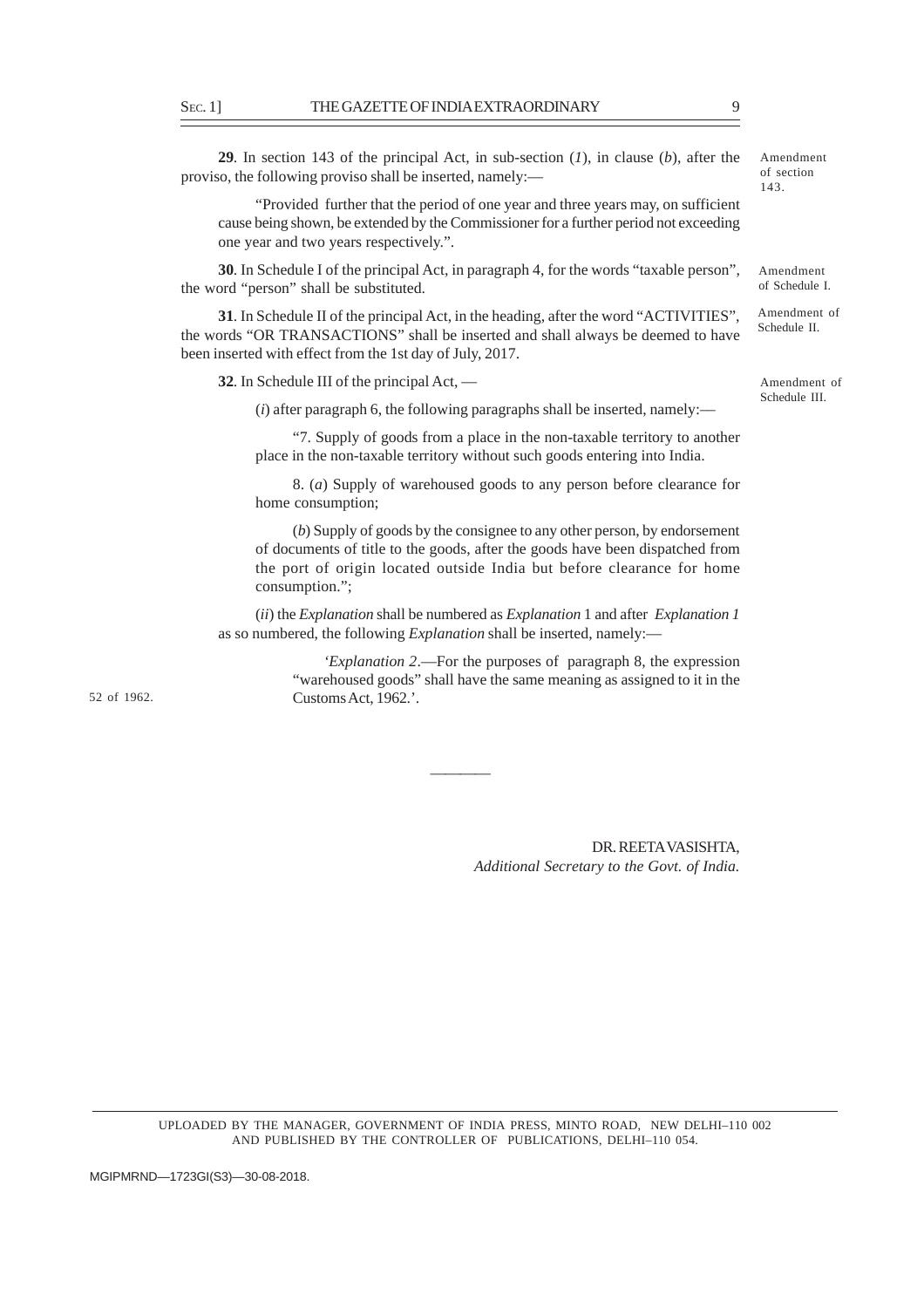**29**. In section 143 of the principal Act, in sub-section (*1*), in clause (*b*), after the proviso, the following proviso shall be inserted, namely:—

Amendment of section 143.

"Provided further that the period of one year and three years may, on sufficient cause being shown, be extended by the Commissioner for a further period not exceeding one year and two years respectively.".

**30**. In Schedule I of the principal Act, in paragraph 4, for the words "taxable person", the word "person" shall be substituted.

Amendment of Schedule I.

**31**. In Schedule II of the principal Act, in the heading, after the word "ACTIVITIES", the words "OR TRANSACTIONS" shall be inserted and shall always be deemed to have been inserted with effect from the 1st day of July, 2017.

Amendment of Schedule II.

**32**. In Schedule III of the principal Act, —

Amendment of Schedule III.

(*i*) after paragraph 6, the following paragraphs shall be inserted, namely:—

"7. Supply of goods from a place in the non-taxable territory to another place in the non-taxable territory without such goods entering into India.

8. (*a*) Supply of warehoused goods to any person before clearance for home consumption;

(*b*) Supply of goods by the consignee to any other person, by endorsement of documents of title to the goods, after the goods have been dispatched from the port of origin located outside India but before clearance for home consumption.";

(*ii*) the *Explanation* shall be numbered as *Explanation* 1 and after *Explanation 1* as so numbered, the following *Explanation* shall be inserted, namely:—

'*Explanation 2*.—For the purposes of paragraph 8, the expression "warehoused goods" shall have the same meaning as assigned to it in the Customs Act, 1962.'.

52 of 1962.

————

DR. REETA VASISHTA,
*Additional Secretary to the Govt. of India.*

UPLOADED BY THE MANAGER, GOVERNMENT OF INDIA PRESS, MINTO ROAD, NEW DELHI–110 002 AND PUBLISHED BY THE CONTROLLER OF PUBLICATIONS, DELHI–110 054.

MGIPMRND—1723GI(S3)—30-08-2018.